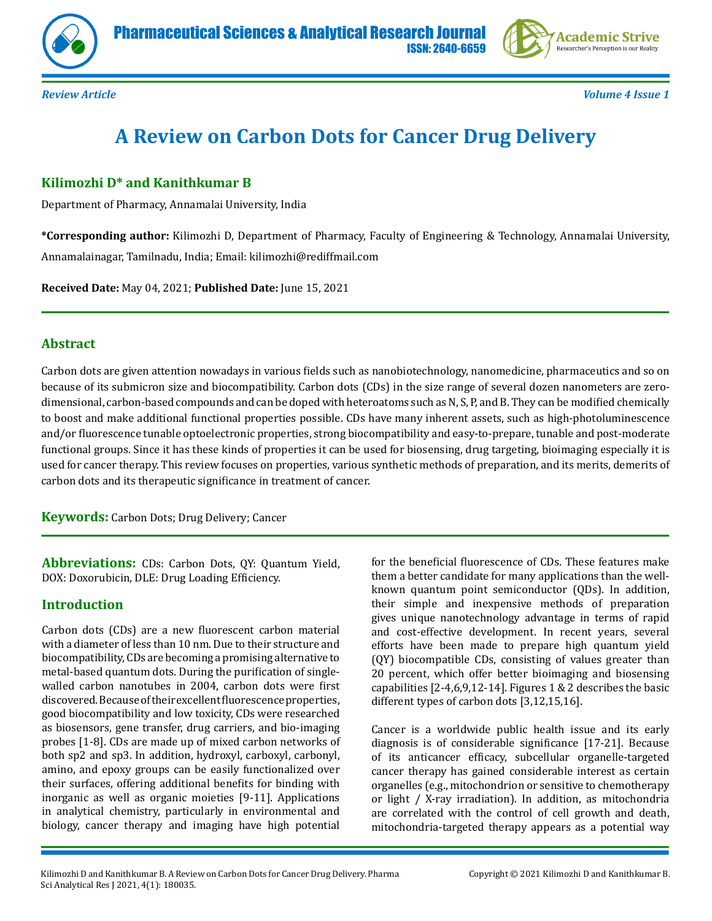Review Article

# A Review on Carbon Dots for Cancer Drug Delivery

**Kilimozhi D* and Kanithkumar B**

Department of Pharmacy, Annamalai University, India

***Corresponding author:** Kilimozhi D, Department of Pharmacy, Faculty of Engineering & Technology, Annamalai University, Annamalainagar, Tamilnadu, India; Email: kilimozhi@rediffmail.com

**Received Date:** May 04, 2021; **Published Date:** June 15, 2021

## Abstract

Carbon dots are given attention nowadays in various fields such as nanobiotechnology, nanomedicine, pharmaceutics and so on because of its submicron size and biocompatibility. Carbon dots (CDs) in the size range of several dozen nanometers are zero-dimensional, carbon-based compounds and can be doped with heteroatoms such as N, S, P, and B. They can be modified chemically to boost and make additional functional properties possible. CDs have many inherent assets, such as high-photoluminescence and/or fluorescence tunable optoelectronic properties, strong biocompatibility and easy-to-prepare, tunable and post-moderate functional groups. Since it has these kinds of properties it can be used for biosensing, drug targeting, bioimaging especially it is used for cancer therapy. This review focuses on properties, various synthetic methods of preparation, and its merits, demerits of carbon dots and its therapeutic significance in treatment of cancer.

**Keywords:** Carbon Dots; Drug Delivery; Cancer

**Abbreviations:** CDs: Carbon Dots, QY: Quantum Yield, DOX: Doxorubicin, DLE: Drug Loading Efficiency.

## Introduction

Carbon dots (CDs) are a new fluorescent carbon material with a diameter of less than 10 nm. Due to their structure and biocompatibility, CDs are becoming a promising alternative to metal-based quantum dots. During the purification of single-walled carbon nanotubes in 2004, carbon dots were first discovered. Because of their excellent fluorescence properties, good biocompatibility and low toxicity, CDs were researched as biosensors, gene transfer, drug carriers, and bio-imaging probes [1-8]. CDs are made up of mixed carbon networks of both sp2 and sp3. In addition, hydroxyl, carboxyl, carbonyl, amino, and epoxy groups can be easily functionalized over their surfaces, offering additional benefits for binding with inorganic as well as organic moieties [9-11]. Applications in analytical chemistry, particularly in environmental and biology, cancer therapy and imaging have high potential for the beneficial fluorescence of CDs. These features make them a better candidate for many applications than the well-known quantum point semiconductor (QDs). In addition, their simple and inexpensive methods of preparation gives unique nanotechnology advantage in terms of rapid and cost-effective development. In recent years, several efforts have been made to prepare high quantum yield (QY) biocompatible CDs, consisting of values greater than 20 percent, which offer better bioimaging and biosensing capabilities [2-4,6,9,12-14]. Figures 1 & 2 describes the basic different types of carbon dots [3,12,15,16].

Cancer is a worldwide public health issue and its early diagnosis is of considerable significance [17-21]. Because of its anticancer efficacy, subcellular organelle-targeted cancer therapy has gained considerable interest as certain organelles (e.g., mitochondrion or sensitive to chemotherapy or light / X-ray irradiation). In addition, as mitochondria are correlated with the control of cell growth and death, mitochondria-targeted therapy appears as a potential way

Kilimozhi D and Kanithkumar B. A Review on Carbon Dots for Cancer Drug Delivery. Pharma Sci Analytical Res J 2021, 4(1): 180035.

Copyright © 2021 Kilimozhi D and Kanithkumar B.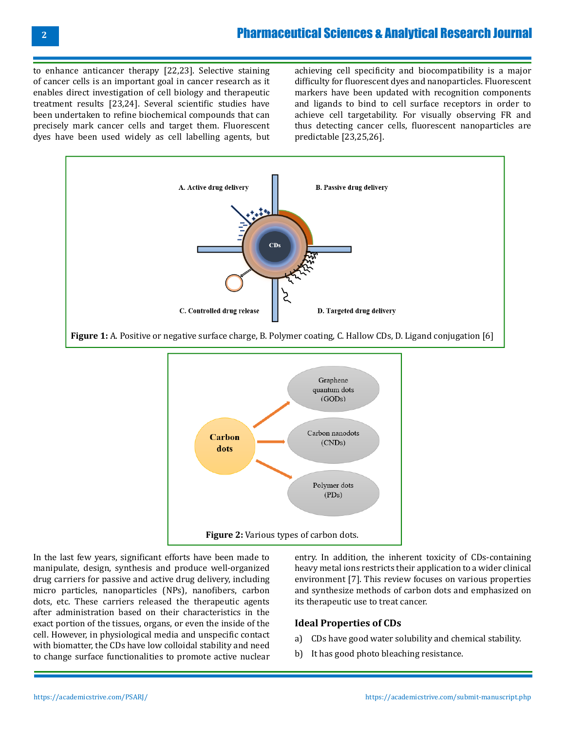to enhance anticancer therapy [22,23]. Selective staining of cancer cells is an important goal in cancer research as it enables direct investigation of cell biology and therapeutic treatment results [23,24]. Several scientific studies have been undertaken to refine biochemical compounds that can precisely mark cancer cells and target them. Fluorescent dyes have been used widely as cell labelling agents, but achieving cell specificity and biocompatibility is a major difficulty for fluorescent dyes and nanoparticles. Fluorescent markers have been updated with recognition components and ligands to bind to cell surface receptors in order to achieve cell targetability. For visually observing FR and thus detecting cancer cells, fluorescent nanoparticles are predictable [23,25,26].

**Figure 1:** A. Positive or negative surface charge, B. Polymer coating, C. Hallow CDs, D. Ligand conjugation [6]

**Figure 2:** Various types of carbon dots.

In the last few years, significant efforts have been made to manipulate, design, synthesis and produce well-organized drug carriers for passive and active drug delivery, including micro particles, nanoparticles (NPs), nanofibers, carbon dots, etc. These carriers released the therapeutic agents after administration based on their characteristics in the exact portion of the tissues, organs, or even the inside of the cell. However, in physiological media and unspecific contact with biomatter, the CDs have low colloidal stability and need to change surface functionalities to promote active nuclear entry. In addition, the inherent toxicity of CDs-containing heavy metal ions restricts their application to a wider clinical environment [7]. This review focuses on various properties and synthesize methods of carbon dots and emphasized on its therapeutic use to treat cancer.

## Ideal Properties of CDs

a) CDs have good water solubility and chemical stability.

b) It has good photo bleaching resistance.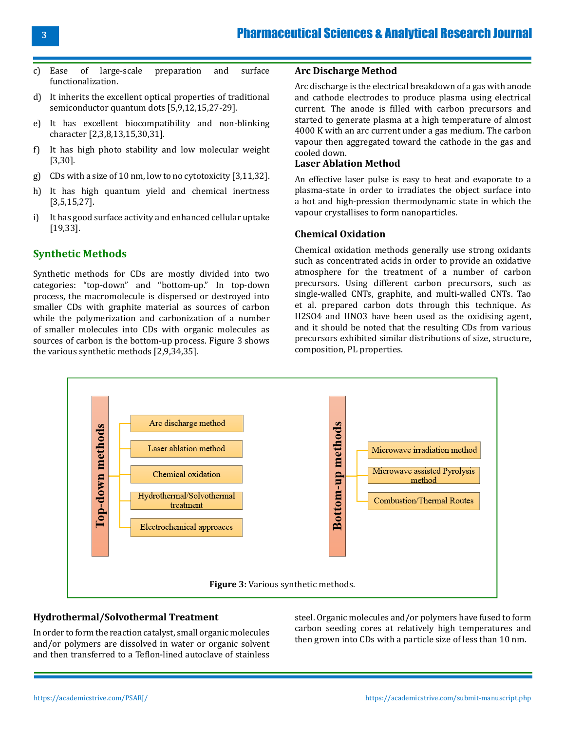c) Ease of large-scale preparation and surface functionalization.

d) It inherits the excellent optical properties of traditional semiconductor quantum dots [5,9,12,15,27-29].

e) It has excellent biocompatibility and non-blinking character [2,3,8,13,15,30,31].

f) It has high photo stability and low molecular weight [3,30].

g) CDs with a size of 10 nm, low to no cytotoxicity [3,11,32].

h) It has high quantum yield and chemical inertness [3,5,15,27].

i) It has good surface activity and enhanced cellular uptake [19,33].

## Synthetic Methods

Synthetic methods for CDs are mostly divided into two categories: "top-down" and "bottom-up." In top-down process, the macromolecule is dispersed or destroyed into smaller CDs with graphite material as sources of carbon while the polymerization and carbonization of a number of smaller molecules into CDs with organic molecules as sources of carbon is the bottom-up process. Figure 3 shows the various synthetic methods [2,9,34,35].

### Arc Discharge Method

Arc discharge is the electrical breakdown of a gas with anode and cathode electrodes to produce plasma using electrical current. The anode is filled with carbon precursors and started to generate plasma at a high temperature of almost 4000 K with an arc current under a gas medium. The carbon vapour then aggregated toward the cathode in the gas and cooled down.

### Laser Ablation Method

An effective laser pulse is easy to heat and evaporate to a plasma-state in order to irradiates the object surface into a hot and high-pression thermodynamic state in which the vapour crystallises to form nanoparticles.

### Chemical Oxidation

Chemical oxidation methods generally use strong oxidants such as concentrated acids in order to provide an oxidative atmosphere for the treatment of a number of carbon precursors. Using different carbon precursors, such as single-walled CNTs, graphite, and multi-walled CNTs. Tao et al. prepared carbon dots through this technique. As H2SO4 and HNO3 have been used as the oxidising agent, and it should be noted that the resulting CDs from various precursors exhibited similar distributions of size, structure, composition, PL properties.

**Top-down methods**
- Arc discharge method
- Laser ablation method
- Chemical oxidation
- Hydrothermal/Solvothermal treatment
- Electrochemical approaces

**Bottom-up methods**
- Microwave irradiation method
- Microwave assisted Pyrolysis method
- Combustion/Thermal Routes

**Figure 3:** Various synthetic methods.

### Hydrothermal/Solvothermal Treatment

In order to form the reaction catalyst, small organic molecules and/or polymers are dissolved in water or organic solvent and then transferred to a Teflon-lined autoclave of stainless steel. Organic molecules and/or polymers have fused to form carbon seeding cores at relatively high temperatures and then grown into CDs with a particle size of less than 10 nm.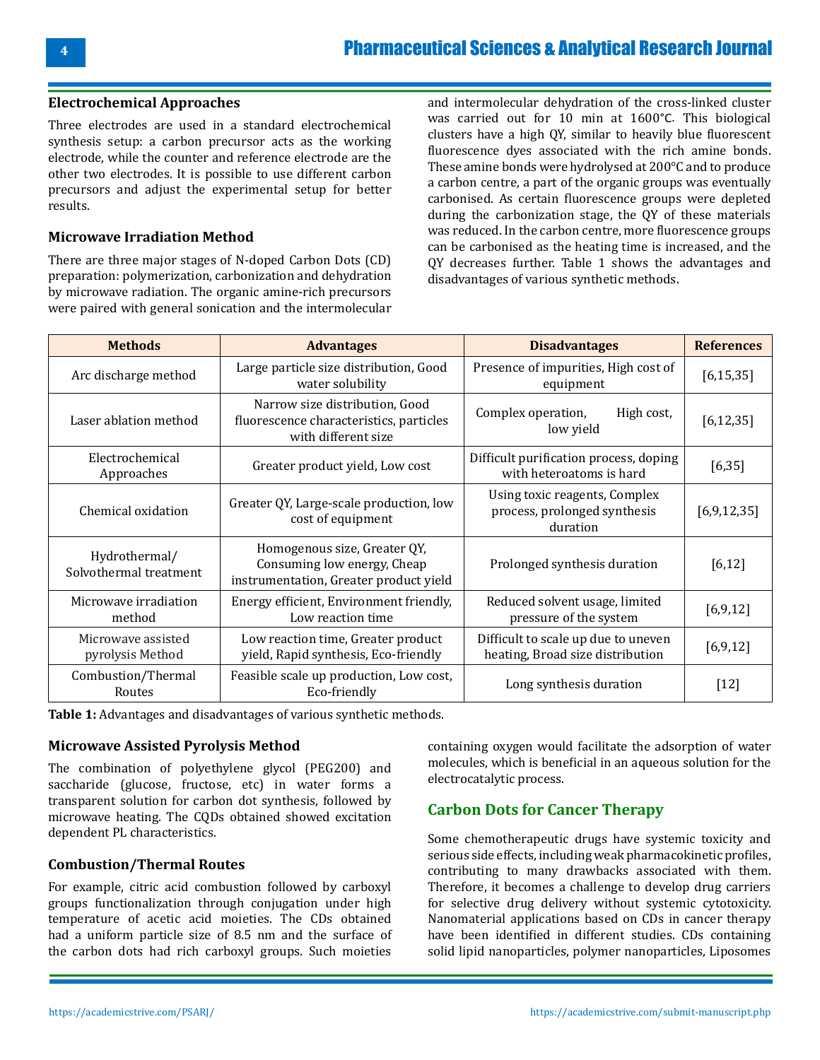## Electrochemical Approaches

Three electrodes are used in a standard electrochemical synthesis setup: a carbon precursor acts as the working electrode, while the counter and reference electrode are the other two electrodes. It is possible to use different carbon precursors and adjust the experimental setup for better results.

## Microwave Irradiation Method

There are three major stages of N-doped Carbon Dots (CD) preparation: polymerization, carbonization and dehydration by microwave radiation. The organic amine-rich precursors were paired with general sonication and the intermolecular and intermolecular dehydration of the cross-linked cluster was carried out for 10 min at 1600°C. This biological clusters have a high QY, similar to heavily blue fluorescent fluorescence dyes associated with the rich amine bonds. These amine bonds were hydrolysed at 200°C and to produce a carbon centre, a part of the organic groups was eventually carbonised. As certain fluorescence groups were depleted during the carbonization stage, the QY of these materials was reduced. In the carbon centre, more fluorescence groups can be carbonised as the heating time is increased, and the QY decreases further. Table 1 shows the advantages and disadvantages of various synthetic methods.

| Methods | Advantages | Disadvantages | References |
|---|---|---|---|
| Arc discharge method | Large particle size distribution, Good water solubility | Presence of impurities, High cost of equipment | [6,15,35] |
| Laser ablation method | Narrow size distribution, Good fluorescence characteristics, particles with different size | Complex operation, High cost, low yield | [6,12,35] |
| Electrochemical Approaches | Greater product yield, Low cost | Difficult purification process, doping with heteroatoms is hard | [6,35] |
| Chemical oxidation | Greater QY, Large-scale production, low cost of equipment | Using toxic reagents, Complex process, prolonged synthesis duration | [6,9,12,35] |
| Hydrothermal/ Solvothermal treatment | Homogenous size, Greater QY, Consuming low energy, Cheap instrumentation, Greater product yield | Prolonged synthesis duration | [6,12] |
| Microwave irradiation method | Energy efficient, Environment friendly, Low reaction time | Reduced solvent usage, limited pressure of the system | [6,9,12] |
| Microwave assisted pyrolysis Method | Low reaction time, Greater product yield, Rapid synthesis, Eco-friendly | Difficult to scale up due to uneven heating, Broad size distribution | [6,9,12] |
| Combustion/Thermal Routes | Feasible scale up production, Low cost, Eco-friendly | Long synthesis duration | [12] |

**Table 1:** Advantages and disadvantages of various synthetic methods.

## Microwave Assisted Pyrolysis Method

The combination of polyethylene glycol (PEG200) and saccharide (glucose, fructose, etc) in water forms a transparent solution for carbon dot synthesis, followed by microwave heating. The CQDs obtained showed excitation dependent PL characteristics.

## Combustion/Thermal Routes

For example, citric acid combustion followed by carboxyl groups functionalization through conjugation under high temperature of acetic acid moieties. The CDs obtained had a uniform particle size of 8.5 nm and the surface of the carbon dots had rich carboxyl groups. Such moieties containing oxygen would facilitate the adsorption of water molecules, which is beneficial in an aqueous solution for the electrocatalytic process.

# Carbon Dots for Cancer Therapy

Some chemotherapeutic drugs have systemic toxicity and serious side effects, including weak pharmacokinetic profiles, contributing to many drawbacks associated with them. Therefore, it becomes a challenge to develop drug carriers for selective drug delivery without systemic cytotoxicity. Nanomaterial applications based on CDs in cancer therapy have been identified in different studies. CDs containing solid lipid nanoparticles, polymer nanoparticles, Liposomes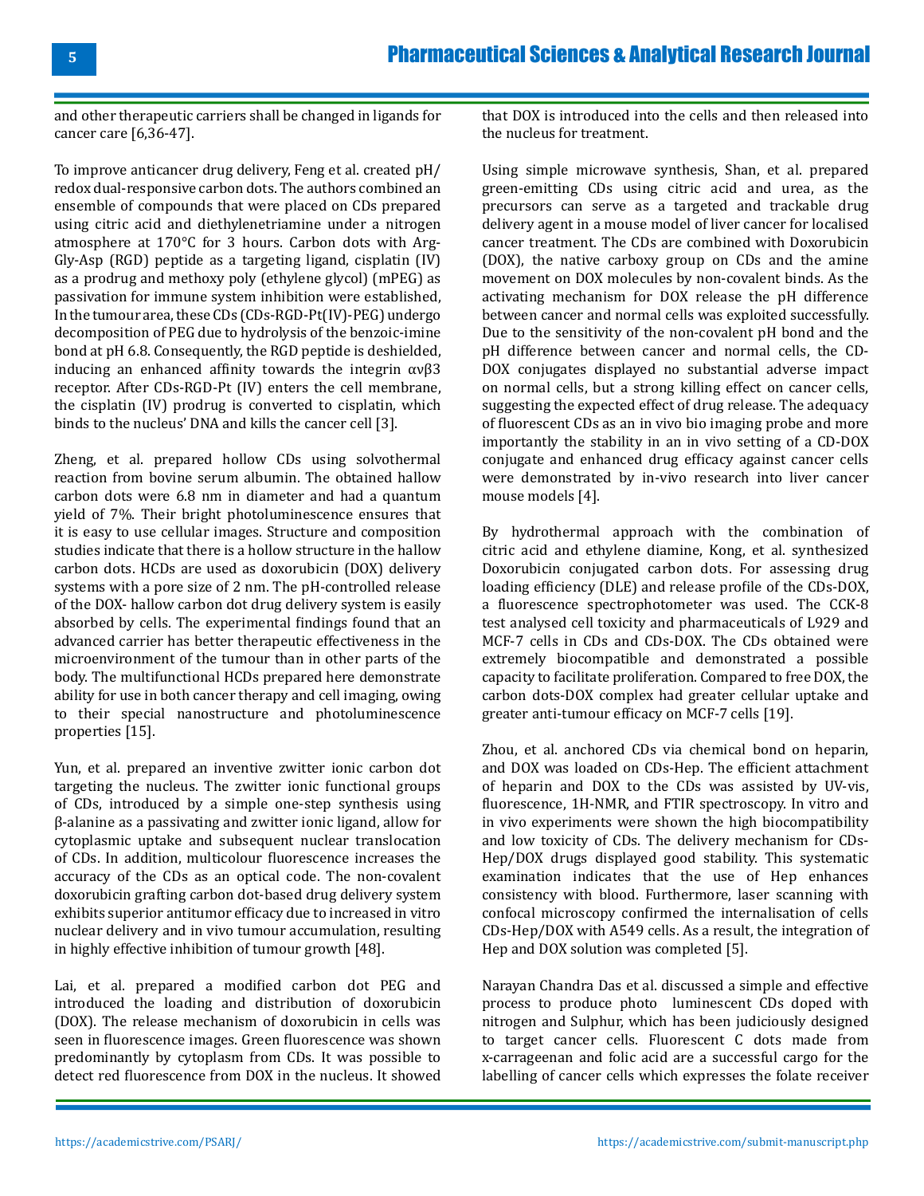and other therapeutic carriers shall be changed in ligands for cancer care [6,36-47].

To improve anticancer drug delivery, Feng et al. created pH/redox dual-responsive carbon dots. The authors combined an ensemble of compounds that were placed on CDs prepared using citric acid and diethylenetriamine under a nitrogen atmosphere at 170°C for 3 hours. Carbon dots with Arg-Gly-Asp (RGD) peptide as a targeting ligand, cisplatin (IV) as a prodrug and methoxy poly (ethylene glycol) (mPEG) as passivation for immune system inhibition were established, In the tumour area, these CDs (CDs-RGD-Pt(IV)-PEG) undergo decomposition of PEG due to hydrolysis of the benzoic-imine bond at pH 6.8. Consequently, the RGD peptide is deshielded, inducing an enhanced affinity towards the integrin αvβ3 receptor. After CDs-RGD-Pt (IV) enters the cell membrane, the cisplatin (IV) prodrug is converted to cisplatin, which binds to the nucleus' DNA and kills the cancer cell [3].

Zheng, et al. prepared hollow CDs using solvothermal reaction from bovine serum albumin. The obtained hallow carbon dots were 6.8 nm in diameter and had a quantum yield of 7%. Their bright photoluminescence ensures that it is easy to use cellular images. Structure and composition studies indicate that there is a hollow structure in the hallow carbon dots. HCDs are used as doxorubicin (DOX) delivery systems with a pore size of 2 nm. The pH-controlled release of the DOX- hallow carbon dot drug delivery system is easily absorbed by cells. The experimental findings found that an advanced carrier has better therapeutic effectiveness in the microenvironment of the tumour than in other parts of the body. The multifunctional HCDs prepared here demonstrate ability for use in both cancer therapy and cell imaging, owing to their special nanostructure and photoluminescence properties [15].

Yun, et al. prepared an inventive zwitter ionic carbon dot targeting the nucleus. The zwitter ionic functional groups of CDs, introduced by a simple one-step synthesis using β-alanine as a passivating and zwitter ionic ligand, allow for cytoplasmic uptake and subsequent nuclear translocation of CDs. In addition, multicolour fluorescence increases the accuracy of the CDs as an optical code. The non-covalent doxorubicin grafting carbon dot-based drug delivery system exhibits superior antitumor efficacy due to increased in vitro nuclear delivery and in vivo tumour accumulation, resulting in highly effective inhibition of tumour growth [48].

Lai, et al. prepared a modified carbon dot PEG and introduced the loading and distribution of doxorubicin (DOX). The release mechanism of doxorubicin in cells was seen in fluorescence images. Green fluorescence was shown predominantly by cytoplasm from CDs. It was possible to detect red fluorescence from DOX in the nucleus. It showed that DOX is introduced into the cells and then released into the nucleus for treatment.

Using simple microwave synthesis, Shan, et al. prepared green-emitting CDs using citric acid and urea, as the precursors can serve as a targeted and trackable drug delivery agent in a mouse model of liver cancer for localised cancer treatment. The CDs are combined with Doxorubicin (DOX), the native carboxy group on CDs and the amine movement on DOX molecules by non-covalent binds. As the activating mechanism for DOX release the pH difference between cancer and normal cells was exploited successfully. Due to the sensitivity of the non-covalent pH bond and the pH difference between cancer and normal cells, the CD-DOX conjugates displayed no substantial adverse impact on normal cells, but a strong killing effect on cancer cells, suggesting the expected effect of drug release. The adequacy of fluorescent CDs as an in vivo bio imaging probe and more importantly the stability in an in vivo setting of a CD-DOX conjugate and enhanced drug efficacy against cancer cells were demonstrated by in-vivo research into liver cancer mouse models [4].

By hydrothermal approach with the combination of citric acid and ethylene diamine, Kong, et al. synthesized Doxorubicin conjugated carbon dots. For assessing drug loading efficiency (DLE) and release profile of the CDs-DOX, a fluorescence spectrophotometer was used. The CCK-8 test analysed cell toxicity and pharmaceuticals of L929 and MCF-7 cells in CDs and CDs-DOX. The CDs obtained were extremely biocompatible and demonstrated a possible capacity to facilitate proliferation. Compared to free DOX, the carbon dots-DOX complex had greater cellular uptake and greater anti-tumour efficacy on MCF-7 cells [19].

Zhou, et al. anchored CDs via chemical bond on heparin, and DOX was loaded on CDs-Hep. The efficient attachment of heparin and DOX to the CDs was assisted by UV-vis, fluorescence, 1H-NMR, and FTIR spectroscopy. In vitro and in vivo experiments were shown the high biocompatibility and low toxicity of CDs. The delivery mechanism for CDs-Hep/DOX drugs displayed good stability. This systematic examination indicates that the use of Hep enhances consistency with blood. Furthermore, laser scanning with confocal microscopy confirmed the internalisation of cells CDs-Hep/DOX with A549 cells. As a result, the integration of Hep and DOX solution was completed [5].

Narayan Chandra Das et al. discussed a simple and effective process to produce photo luminescent CDs doped with nitrogen and Sulphur, which has been judiciously designed to target cancer cells. Fluorescent C dots made from x-carrageenan and folic acid are a successful cargo for the labelling of cancer cells which expresses the folate receiver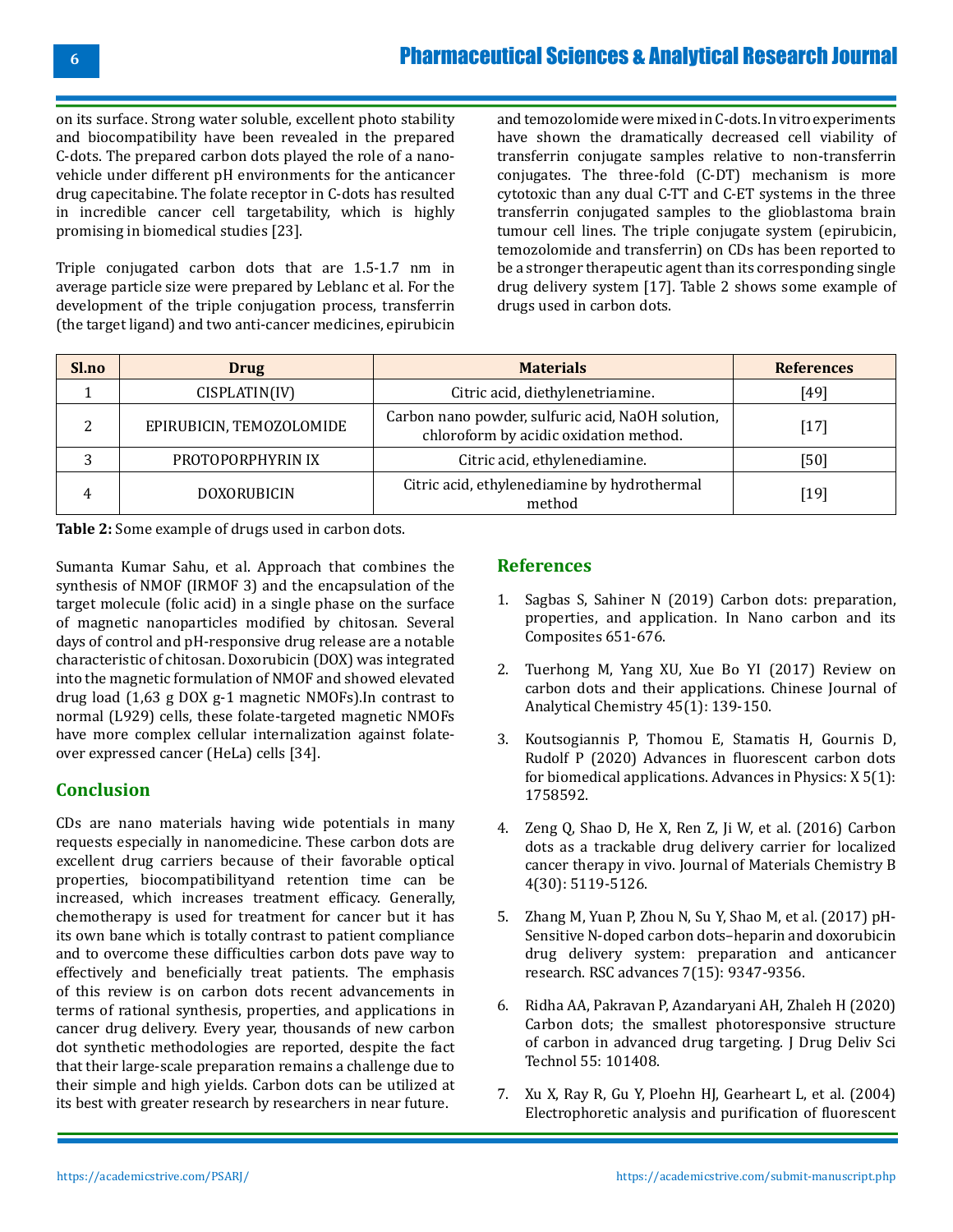on its surface. Strong water soluble, excellent photo stability and biocompatibility have been revealed in the prepared C-dots. The prepared carbon dots played the role of a nano-vehicle under different pH environments for the anticancer drug capecitabine. The folate receptor in C-dots has resulted in incredible cancer cell targetability, which is highly promising in biomedical studies [23].

Triple conjugated carbon dots that are 1.5-1.7 nm in average particle size were prepared by Leblanc et al. For the development of the triple conjugation process, transferrin (the target ligand) and two anti-cancer medicines, epirubicin and temozolomide were mixed in C-dots. In vitro experiments have shown the dramatically decreased cell viability of transferrin conjugate samples relative to non-transferrin conjugates. The three-fold (C-DT) mechanism is more cytotoxic than any dual C-TT and C-ET systems in the three transferrin conjugated samples to the glioblastoma brain tumour cell lines. The triple conjugate system (epirubicin, temozolomide and transferrin) on CDs has been reported to be a stronger therapeutic agent than its corresponding single drug delivery system [17]. Table 2 shows some example of drugs used in carbon dots.

| Sl.no | Drug | Materials | References |
|---|---|---|---|
| 1 | CISPLATIN(IV) | Citric acid, diethylenetriamine. | [49] |
| 2 | EPIRUBICIN, TEMOZOLOMIDE | Carbon nano powder, sulfuric acid, NaOH solution, chloroform by acidic oxidation method. | [17] |
| 3 | PROTOPORPHYRIN IX | Citric acid, ethylenediamine. | [50] |
| 4 | DOXORUBICIN | Citric acid, ethylenediamine by hydrothermal method | [19] |

**Table 2:** Some example of drugs used in carbon dots.

Sumanta Kumar Sahu, et al. Approach that combines the synthesis of NMOF (IRMOF 3) and the encapsulation of the target molecule (folic acid) in a single phase on the surface of magnetic nanoparticles modified by chitosan. Several days of control and pH-responsive drug release are a notable characteristic of chitosan. Doxorubicin (DOX) was integrated into the magnetic formulation of NMOF and showed elevated drug load (1,63 g DOX g-1 magnetic NMOFs).In contrast to normal (L929) cells, these folate-targeted magnetic NMOFs have more complex cellular internalization against folate-over expressed cancer (HeLa) cells [34].

## Conclusion

CDs are nano materials having wide potentials in many requests especially in nanomedicine. These carbon dots are excellent drug carriers because of their favorable optical properties, biocompatibilityand retention time can be increased, which increases treatment efficacy. Generally, chemotherapy is used for treatment for cancer but it has its own bane which is totally contrast to patient compliance and to overcome these difficulties carbon dots pave way to effectively and beneficially treat patients. The emphasis of this review is on carbon dots recent advancements in terms of rational synthesis, properties, and applications in cancer drug delivery. Every year, thousands of new carbon dot synthetic methodologies are reported, despite the fact that their large-scale preparation remains a challenge due to their simple and high yields. Carbon dots can be utilized at its best with greater research by researchers in near future.

## References

1. Sagbas S, Sahiner N (2019) Carbon dots: preparation, properties, and application. In Nano carbon and its Composites 651-676.
2. Tuerhong M, Yang XU, Xue Bo YI (2017) Review on carbon dots and their applications. Chinese Journal of Analytical Chemistry 45(1): 139-150.
3. Koutsogiannis P, Thomou E, Stamatis H, Gournis D, Rudolf P (2020) Advances in fluorescent carbon dots for biomedical applications. Advances in Physics: X 5(1): 1758592.
4. Zeng Q, Shao D, He X, Ren Z, Ji W, et al. (2016) Carbon dots as a trackable drug delivery carrier for localized cancer therapy in vivo. Journal of Materials Chemistry B 4(30): 5119-5126.
5. Zhang M, Yuan P, Zhou N, Su Y, Shao M, et al. (2017) pH-Sensitive N-doped carbon dots–heparin and doxorubicin drug delivery system: preparation and anticancer research. RSC advances 7(15): 9347-9356.
6. Ridha AA, Pakravan P, Azandaryani AH, Zhaleh H (2020) Carbon dots; the smallest photoresponsive structure of carbon in advanced drug targeting. J Drug Deliv Sci Technol 55: 101408.
7. Xu X, Ray R, Gu Y, Ploehn HJ, Gearheart L, et al. (2004) Electrophoretic analysis and purification of fluorescent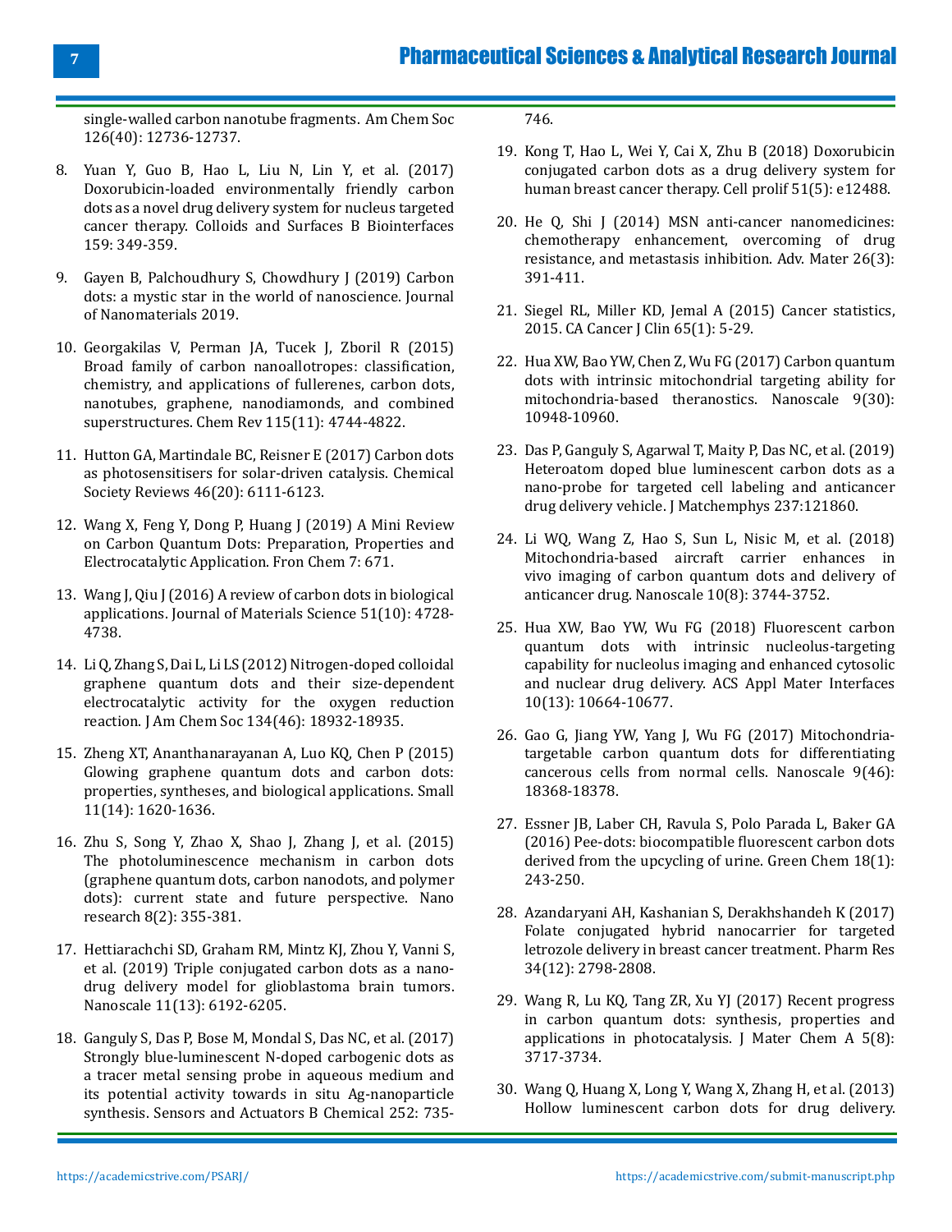single-walled carbon nanotube fragments. Am Chem Soc 126(40): 12736-12737.

8. Yuan Y, Guo B, Hao L, Liu N, Lin Y, et al. (2017) Doxorubicin-loaded environmentally friendly carbon dots as a novel drug delivery system for nucleus targeted cancer therapy. Colloids and Surfaces B Biointerfaces 159: 349-359.

9. Gayen B, Palchoudhury S, Chowdhury J (2019) Carbon dots: a mystic star in the world of nanoscience. Journal of Nanomaterials 2019.

10. Georgakilas V, Perman JA, Tucek J, Zboril R (2015) Broad family of carbon nanoallotropes: classification, chemistry, and applications of fullerenes, carbon dots, nanotubes, graphene, nanodiamonds, and combined superstructures. Chem Rev 115(11): 4744-4822.

11. Hutton GA, Martindale BC, Reisner E (2017) Carbon dots as photosensitisers for solar-driven catalysis. Chemical Society Reviews 46(20): 6111-6123.

12. Wang X, Feng Y, Dong P, Huang J (2019) A Mini Review on Carbon Quantum Dots: Preparation, Properties and Electrocatalytic Application. Fron Chem 7: 671.

13. Wang J, Qiu J (2016) A review of carbon dots in biological applications. Journal of Materials Science 51(10): 4728-4738.

14. Li Q, Zhang S, Dai L, Li LS (2012) Nitrogen-doped colloidal graphene quantum dots and their size-dependent electrocatalytic activity for the oxygen reduction reaction. J Am Chem Soc 134(46): 18932-18935.

15. Zheng XT, Ananthanarayanan A, Luo KQ, Chen P (2015) Glowing graphene quantum dots and carbon dots: properties, syntheses, and biological applications. Small 11(14): 1620-1636.

16. Zhu S, Song Y, Zhao X, Shao J, Zhang J, et al. (2015) The photoluminescence mechanism in carbon dots (graphene quantum dots, carbon nanodots, and polymer dots): current state and future perspective. Nano research 8(2): 355-381.

17. Hettiarachchi SD, Graham RM, Mintz KJ, Zhou Y, Vanni S, et al. (2019) Triple conjugated carbon dots as a nano-drug delivery model for glioblastoma brain tumors. Nanoscale 11(13): 6192-6205.

18. Ganguly S, Das P, Bose M, Mondal S, Das NC, et al. (2017) Strongly blue-luminescent N-doped carbogenic dots as a tracer metal sensing probe in aqueous medium and its potential activity towards in situ Ag-nanoparticle synthesis. Sensors and Actuators B Chemical 252: 735-746.

19. Kong T, Hao L, Wei Y, Cai X, Zhu B (2018) Doxorubicin conjugated carbon dots as a drug delivery system for human breast cancer therapy. Cell prolif 51(5): e12488.

20. He Q, Shi J (2014) MSN anti-cancer nanomedicines: chemotherapy enhancement, overcoming of drug resistance, and metastasis inhibition. Adv. Mater 26(3): 391-411.

21. Siegel RL, Miller KD, Jemal A (2015) Cancer statistics, 2015. CA Cancer J Clin 65(1): 5-29.

22. Hua XW, Bao YW, Chen Z, Wu FG (2017) Carbon quantum dots with intrinsic mitochondrial targeting ability for mitochondria-based theranostics. Nanoscale 9(30): 10948-10960.

23. Das P, Ganguly S, Agarwal T, Maity P, Das NC, et al. (2019) Heteroatom doped blue luminescent carbon dots as a nano-probe for targeted cell labeling and anticancer drug delivery vehicle. J Matchemphys 237:121860.

24. Li WQ, Wang Z, Hao S, Sun L, Nisic M, et al. (2018) Mitochondria-based aircraft carrier enhances in vivo imaging of carbon quantum dots and delivery of anticancer drug. Nanoscale 10(8): 3744-3752.

25. Hua XW, Bao YW, Wu FG (2018) Fluorescent carbon quantum dots with intrinsic nucleolus-targeting capability for nucleolus imaging and enhanced cytosolic and nuclear drug delivery. ACS Appl Mater Interfaces 10(13): 10664-10677.

26. Gao G, Jiang YW, Yang J, Wu FG (2017) Mitochondria-targetable carbon quantum dots for differentiating cancerous cells from normal cells. Nanoscale 9(46): 18368-18378.

27. Essner JB, Laber CH, Ravula S, Polo Parada L, Baker GA (2016) Pee-dots: biocompatible fluorescent carbon dots derived from the upcycling of urine. Green Chem 18(1): 243-250.

28. Azandaryani AH, Kashanian S, Derakhshandeh K (2017) Folate conjugated hybrid nanocarrier for targeted letrozole delivery in breast cancer treatment. Pharm Res 34(12): 2798-2808.

29. Wang R, Lu KQ, Tang ZR, Xu YJ (2017) Recent progress in carbon quantum dots: synthesis, properties and applications in photocatalysis. J Mater Chem A 5(8): 3717-3734.

30. Wang Q, Huang X, Long Y, Wang X, Zhang H, et al. (2013) Hollow luminescent carbon dots for drug delivery.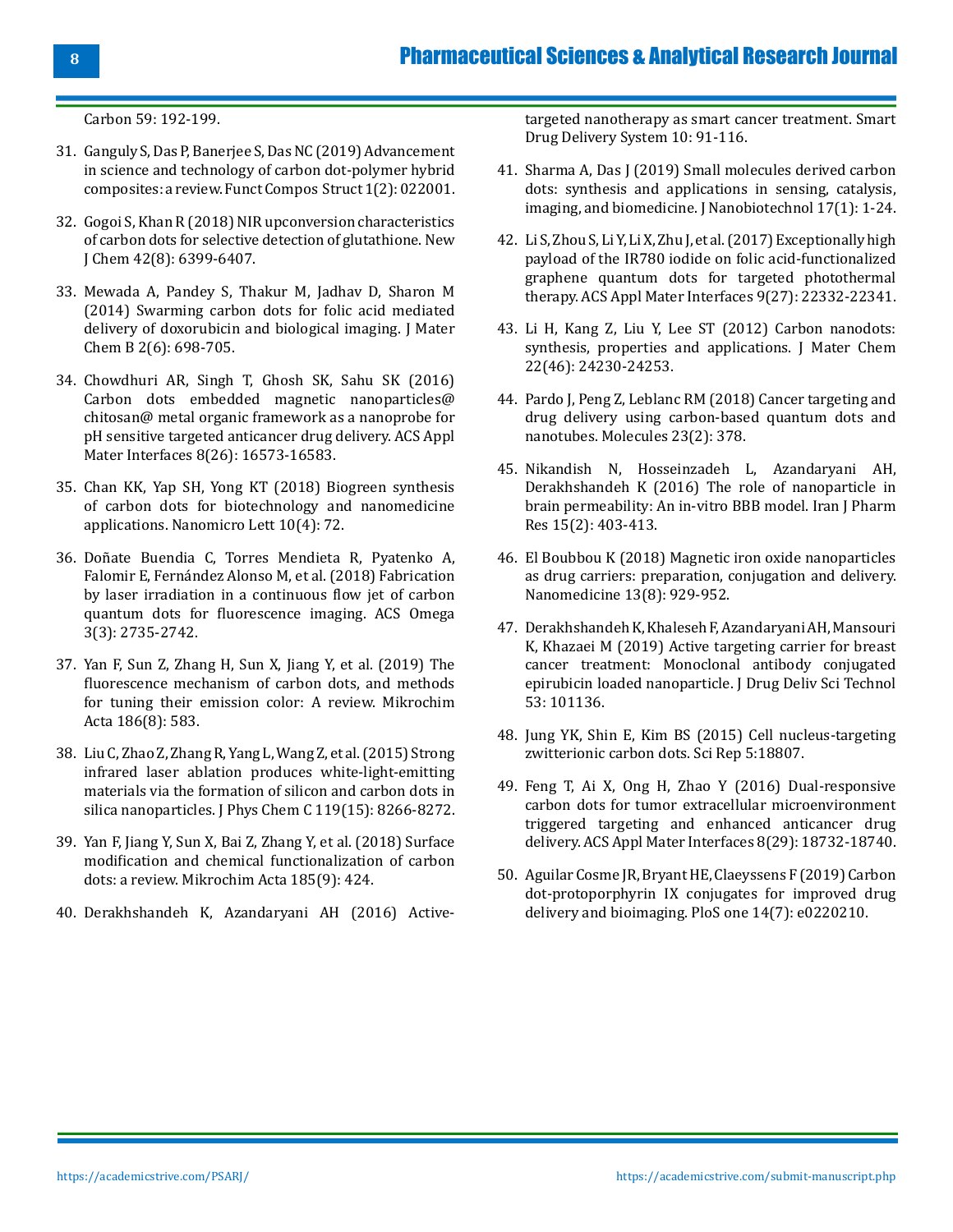Carbon 59: 192-199.

31. Ganguly S, Das P, Banerjee S, Das NC (2019) Advancement in science and technology of carbon dot-polymer hybrid composites: a review. Funct Compos Struct 1(2): 022001.
32. Gogoi S, Khan R (2018) NIR upconversion characteristics of carbon dots for selective detection of glutathione. New J Chem 42(8): 6399-6407.
33. Mewada A, Pandey S, Thakur M, Jadhav D, Sharon M (2014) Swarming carbon dots for folic acid mediated delivery of doxorubicin and biological imaging. J Mater Chem B 2(6): 698-705.
34. Chowdhuri AR, Singh T, Ghosh SK, Sahu SK (2016) Carbon dots embedded magnetic nanoparticles@ chitosan@ metal organic framework as a nanoprobe for pH sensitive targeted anticancer drug delivery. ACS Appl Mater Interfaces 8(26): 16573-16583.
35. Chan KK, Yap SH, Yong KT (2018) Biogreen synthesis of carbon dots for biotechnology and nanomedicine applications. Nanomicro Lett 10(4): 72.
36. Doñate Buendia C, Torres Mendieta R, Pyatenko A, Falomir E, Fernández Alonso M, et al. (2018) Fabrication by laser irradiation in a continuous flow jet of carbon quantum dots for fluorescence imaging. ACS Omega 3(3): 2735-2742.
37. Yan F, Sun Z, Zhang H, Sun X, Jiang Y, et al. (2019) The fluorescence mechanism of carbon dots, and methods for tuning their emission color: A review. Mikrochim Acta 186(8): 583.
38. Liu C, Zhao Z, Zhang R, Yang L, Wang Z, et al. (2015) Strong infrared laser ablation produces white-light-emitting materials via the formation of silicon and carbon dots in silica nanoparticles. J Phys Chem C 119(15): 8266-8272.
39. Yan F, Jiang Y, Sun X, Bai Z, Zhang Y, et al. (2018) Surface modification and chemical functionalization of carbon dots: a review. Mikrochim Acta 185(9): 424.
40. Derakhshandeh K, Azandaryani AH (2016) Active-targeted nanotherapy as smart cancer treatment. Smart Drug Delivery System 10: 91-116.
41. Sharma A, Das J (2019) Small molecules derived carbon dots: synthesis and applications in sensing, catalysis, imaging, and biomedicine. J Nanobiotechnol 17(1): 1-24.
42. Li S, Zhou S, Li Y, Li X, Zhu J, et al. (2017) Exceptionally high payload of the IR780 iodide on folic acid-functionalized graphene quantum dots for targeted photothermal therapy. ACS Appl Mater Interfaces 9(27): 22332-22341.
43. Li H, Kang Z, Liu Y, Lee ST (2012) Carbon nanodots: synthesis, properties and applications. J Mater Chem 22(46): 24230-24253.
44. Pardo J, Peng Z, Leblanc RM (2018) Cancer targeting and drug delivery using carbon-based quantum dots and nanotubes. Molecules 23(2): 378.
45. Nikandish N, Hosseinzadeh L, Azandaryani AH, Derakhshandeh K (2016) The role of nanoparticle in brain permeability: An in-vitro BBB model. Iran J Pharm Res 15(2): 403-413.
46. El Boubbou K (2018) Magnetic iron oxide nanoparticles as drug carriers: preparation, conjugation and delivery. Nanomedicine 13(8): 929-952.
47. Derakhshandeh K, Khaleseh F, Azandaryani AH, Mansouri K, Khazaei M (2019) Active targeting carrier for breast cancer treatment: Monoclonal antibody conjugated epirubicin loaded nanoparticle. J Drug Deliv Sci Technol 53: 101136.
48. Jung YK, Shin E, Kim BS (2015) Cell nucleus-targeting zwitterionic carbon dots. Sci Rep 5:18807.
49. Feng T, Ai X, Ong H, Zhao Y (2016) Dual-responsive carbon dots for tumor extracellular microenvironment triggered targeting and enhanced anticancer drug delivery. ACS Appl Mater Interfaces 8(29): 18732-18740.
50. Aguilar Cosme JR, Bryant HE, Claeyssens F (2019) Carbon dot-protoporphyrin IX conjugates for improved drug delivery and bioimaging. PloS one 14(7): e0220210.